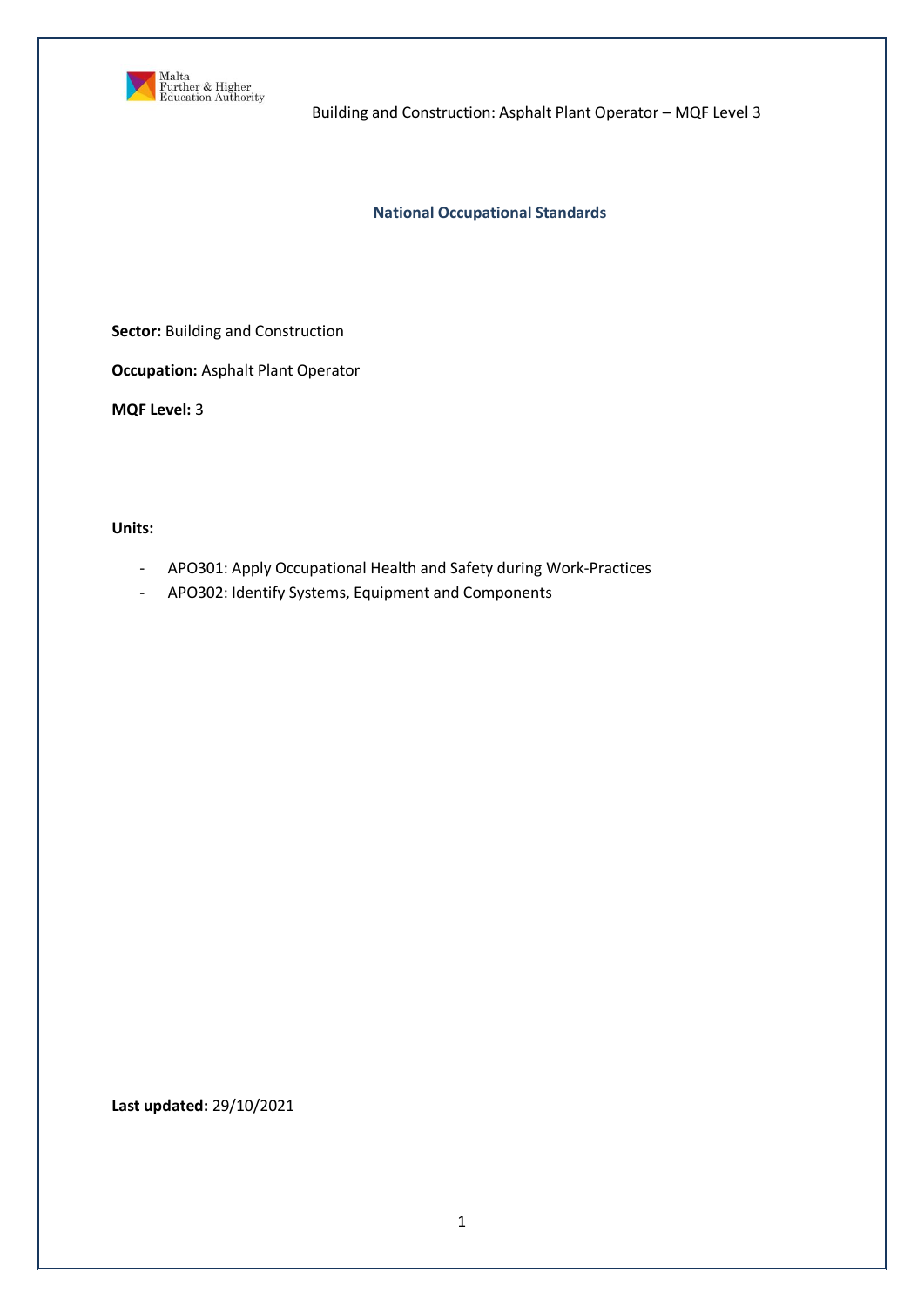# National Occupational Standards

**Sector:** Building and Construction

**Occupation:** Asphalt Plant Operator

**MQF Level:** 3

**Units:**

- APO301: Apply Occupational Health and Safety during Work-Practices
- APO302: Identify Systems, Equipment and Components

**Last updated:** 29/10/2021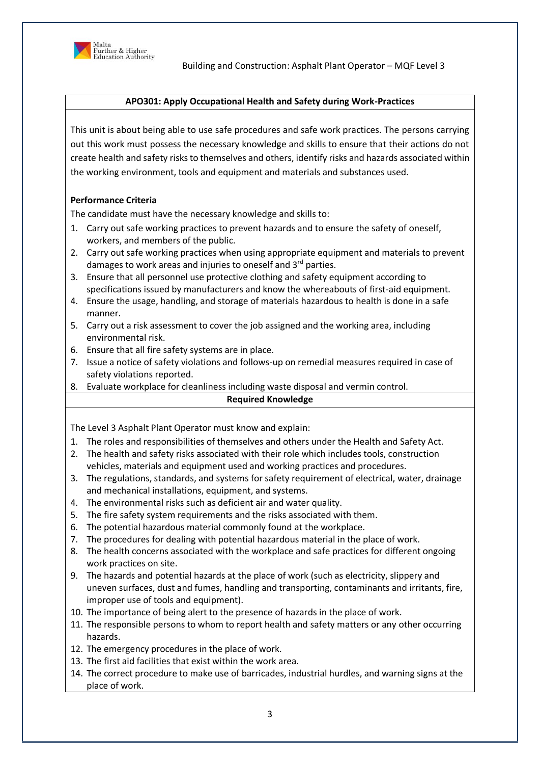## APO301: Apply Occupational Health and Safety during Work-Practices

This unit is about being able to use safe procedures and safe work practices. The persons carrying out this work must possess the necessary knowledge and skills to ensure that their actions do not create health and safety risks to themselves and others, identify risks and hazards associated within the working environment, tools and equipment and materials and substances used.

**Performance Criteria**

The candidate must have the necessary knowledge and skills to:

1. Carry out safe working practices to prevent hazards and to ensure the safety of oneself, workers, and members of the public.
2. Carry out safe working practices when using appropriate equipment and materials to prevent damages to work areas and injuries to oneself and 3rd parties.
3. Ensure that all personnel use protective clothing and safety equipment according to specifications issued by manufacturers and know the whereabouts of first-aid equipment.
4. Ensure the usage, handling, and storage of materials hazardous to health is done in a safe manner.
5. Carry out a risk assessment to cover the job assigned and the working area, including environmental risk.
6. Ensure that all fire safety systems are in place.
7. Issue a notice of safety violations and follows-up on remedial measures required in case of safety violations reported.
8. Evaluate workplace for cleanliness including waste disposal and vermin control.

**Required Knowledge**

The Level 3 Asphalt Plant Operator must know and explain:

1. The roles and responsibilities of themselves and others under the Health and Safety Act.
2. The health and safety risks associated with their role which includes tools, construction vehicles, materials and equipment used and working practices and procedures.
3. The regulations, standards, and systems for safety requirement of electrical, water, drainage and mechanical installations, equipment, and systems.
4. The environmental risks such as deficient air and water quality.
5. The fire safety system requirements and the risks associated with them.
6. The potential hazardous material commonly found at the workplace.
7. The procedures for dealing with potential hazardous material in the place of work.
8. The health concerns associated with the workplace and safe practices for different ongoing work practices on site.
9. The hazards and potential hazards at the place of work (such as electricity, slippery and uneven surfaces, dust and fumes, handling and transporting, contaminants and irritants, fire, improper use of tools and equipment).
10. The importance of being alert to the presence of hazards in the place of work.
11. The responsible persons to whom to report health and safety matters or any other occurring hazards.
12. The emergency procedures in the place of work.
13. The first aid facilities that exist within the work area.
14. The correct procedure to make use of barricades, industrial hurdles, and warning signs at the place of work.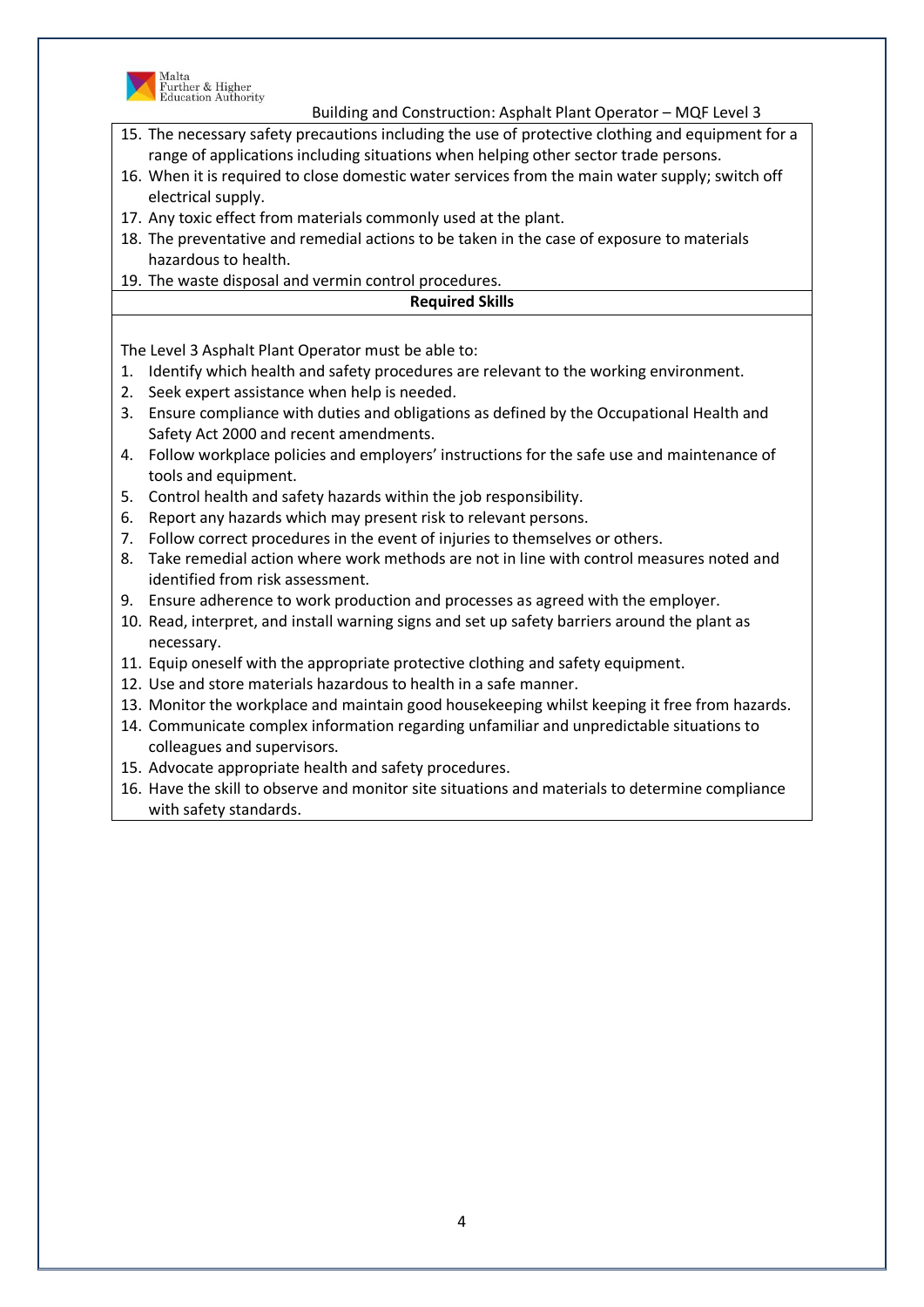15. The necessary safety precautions including the use of protective clothing and equipment for a range of applications including situations when helping other sector trade persons.
16. When it is required to close domestic water services from the main water supply; switch off electrical supply.
17. Any toxic effect from materials commonly used at the plant.
18. The preventative and remedial actions to be taken in the case of exposure to materials hazardous to health.
19. The waste disposal and vermin control procedures.

**Required Skills**

The Level 3 Asphalt Plant Operator must be able to:

1. Identify which health and safety procedures are relevant to the working environment.
2. Seek expert assistance when help is needed.
3. Ensure compliance with duties and obligations as defined by the Occupational Health and Safety Act 2000 and recent amendments.
4. Follow workplace policies and employers' instructions for the safe use and maintenance of tools and equipment.
5. Control health and safety hazards within the job responsibility.
6. Report any hazards which may present risk to relevant persons.
7. Follow correct procedures in the event of injuries to themselves or others.
8. Take remedial action where work methods are not in line with control measures noted and identified from risk assessment.
9. Ensure adherence to work production and processes as agreed with the employer.
10. Read, interpret, and install warning signs and set up safety barriers around the plant as necessary.
11. Equip oneself with the appropriate protective clothing and safety equipment.
12. Use and store materials hazardous to health in a safe manner.
13. Monitor the workplace and maintain good housekeeping whilst keeping it free from hazards.
14. Communicate complex information regarding unfamiliar and unpredictable situations to colleagues and supervisors.
15. Advocate appropriate health and safety procedures.
16. Have the skill to observe and monitor site situations and materials to determine compliance with safety standards.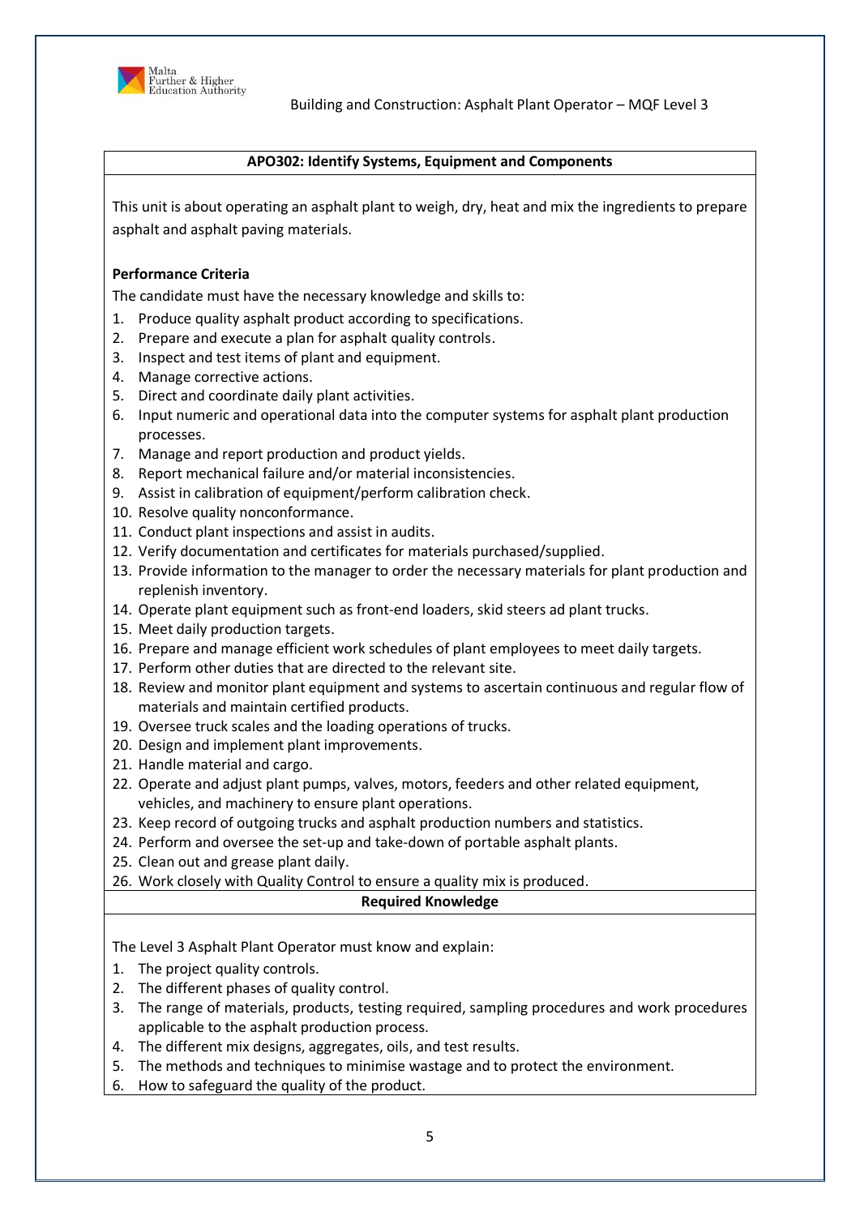## APO302: Identify Systems, Equipment and Components

This unit is about operating an asphalt plant to weigh, dry, heat and mix the ingredients to prepare asphalt and asphalt paving materials.

**Performance Criteria**

The candidate must have the necessary knowledge and skills to:

1. Produce quality asphalt product according to specifications.
2. Prepare and execute a plan for asphalt quality controls.
3. Inspect and test items of plant and equipment.
4. Manage corrective actions.
5. Direct and coordinate daily plant activities.
6. Input numeric and operational data into the computer systems for asphalt plant production processes.
7. Manage and report production and product yields.
8. Report mechanical failure and/or material inconsistencies.
9. Assist in calibration of equipment/perform calibration check.
10. Resolve quality nonconformance.
11. Conduct plant inspections and assist in audits.
12. Verify documentation and certificates for materials purchased/supplied.
13. Provide information to the manager to order the necessary materials for plant production and replenish inventory.
14. Operate plant equipment such as front-end loaders, skid steers ad plant trucks.
15. Meet daily production targets.
16. Prepare and manage efficient work schedules of plant employees to meet daily targets.
17. Perform other duties that are directed to the relevant site.
18. Review and monitor plant equipment and systems to ascertain continuous and regular flow of materials and maintain certified products.
19. Oversee truck scales and the loading operations of trucks.
20. Design and implement plant improvements.
21. Handle material and cargo.
22. Operate and adjust plant pumps, valves, motors, feeders and other related equipment, vehicles, and machinery to ensure plant operations.
23. Keep record of outgoing trucks and asphalt production numbers and statistics.
24. Perform and oversee the set-up and take-down of portable asphalt plants.
25. Clean out and grease plant daily.
26. Work closely with Quality Control to ensure a quality mix is produced.

**Required Knowledge**

The Level 3 Asphalt Plant Operator must know and explain:

1. The project quality controls.
2. The different phases of quality control.
3. The range of materials, products, testing required, sampling procedures and work procedures applicable to the asphalt production process.
4. The different mix designs, aggregates, oils, and test results.
5. The methods and techniques to minimise wastage and to protect the environment.
6. How to safeguard the quality of the product.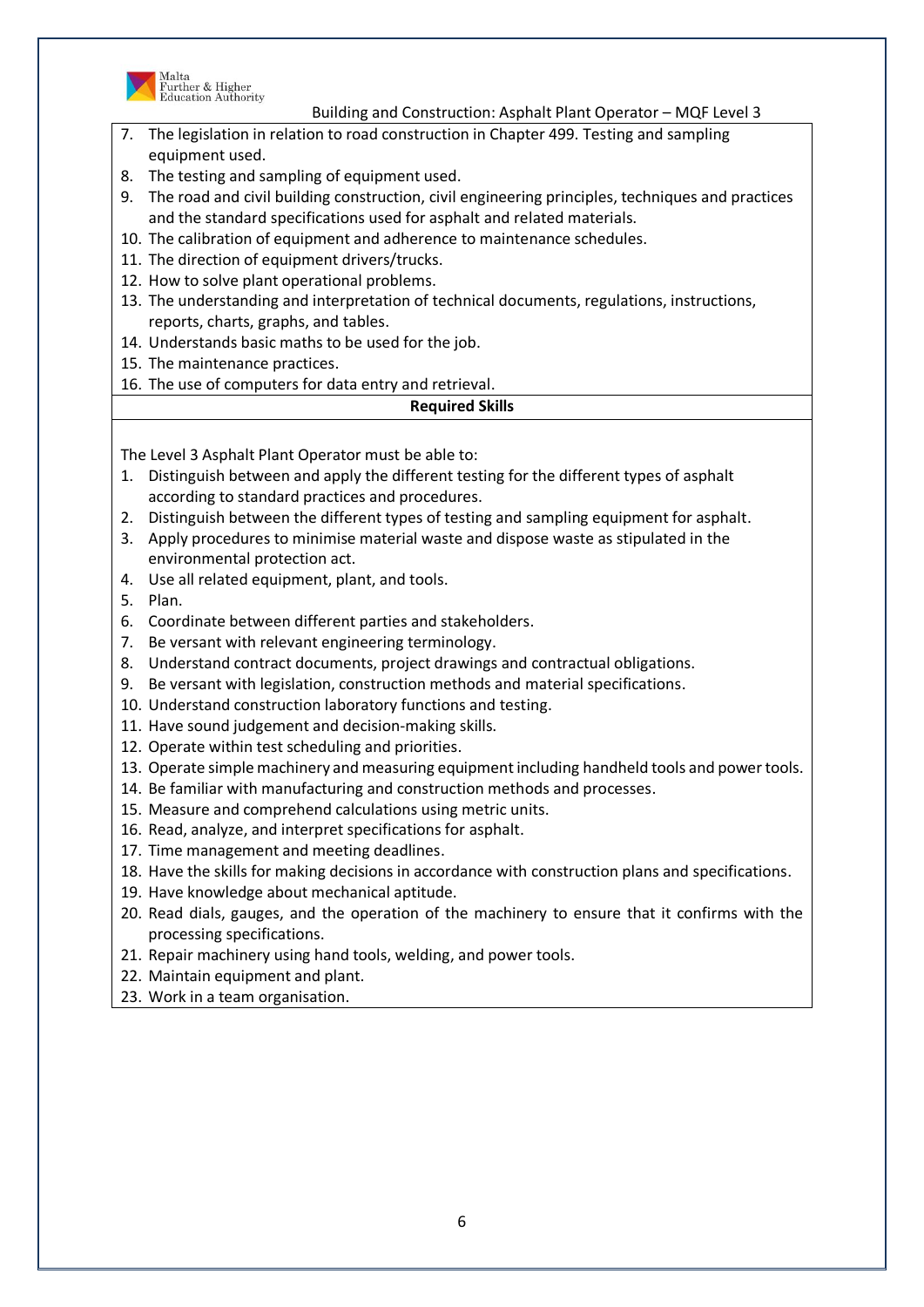7. The legislation in relation to road construction in Chapter 499. Testing and sampling equipment used.
8. The testing and sampling of equipment used.
9. The road and civil building construction, civil engineering principles, techniques and practices and the standard specifications used for asphalt and related materials.
10. The calibration of equipment and adherence to maintenance schedules.
11. The direction of equipment drivers/trucks.
12. How to solve plant operational problems.
13. The understanding and interpretation of technical documents, regulations, instructions, reports, charts, graphs, and tables.
14. Understands basic maths to be used for the job.
15. The maintenance practices.
16. The use of computers for data entry and retrieval.

**Required Skills**

The Level 3 Asphalt Plant Operator must be able to:

1. Distinguish between and apply the different testing for the different types of asphalt according to standard practices and procedures.
2. Distinguish between the different types of testing and sampling equipment for asphalt.
3. Apply procedures to minimise material waste and dispose waste as stipulated in the environmental protection act.
4. Use all related equipment, plant, and tools.
5. Plan.
6. Coordinate between different parties and stakeholders.
7. Be versant with relevant engineering terminology.
8. Understand contract documents, project drawings and contractual obligations.
9. Be versant with legislation, construction methods and material specifications.
10. Understand construction laboratory functions and testing.
11. Have sound judgement and decision-making skills.
12. Operate within test scheduling and priorities.
13. Operate simple machinery and measuring equipment including handheld tools and power tools.
14. Be familiar with manufacturing and construction methods and processes.
15. Measure and comprehend calculations using metric units.
16. Read, analyze, and interpret specifications for asphalt.
17. Time management and meeting deadlines.
18. Have the skills for making decisions in accordance with construction plans and specifications.
19. Have knowledge about mechanical aptitude.
20. Read dials, gauges, and the operation of the machinery to ensure that it confirms with the processing specifications.
21. Repair machinery using hand tools, welding, and power tools.
22. Maintain equipment and plant.
23. Work in a team organisation.